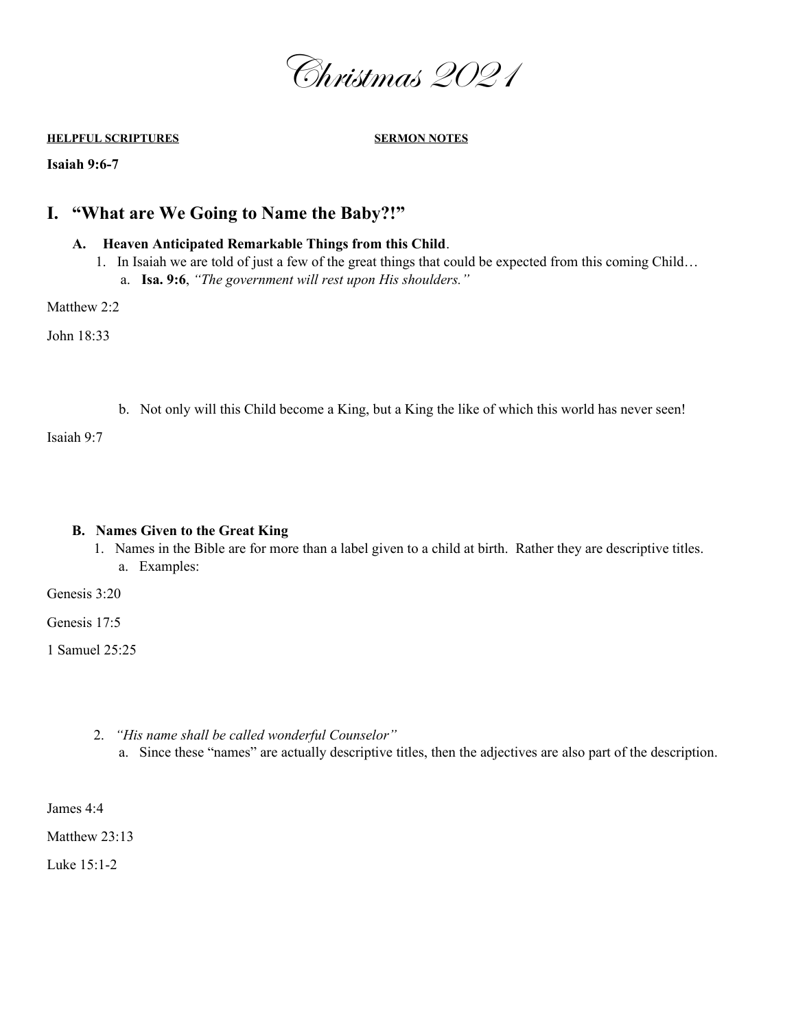# Christmas 2021

**HELPFUL SCRIPTURES** **SERMON NOTES**

**Isaiah 9:6-7**

## I. "What are We Going to Name the Baby?!"

### A. Heaven Anticipated Remarkable Things from this Child.

1. In Isaiah we are told of just a few of the great things that could be expected from this coming Child…
   a. **Isa. 9:6**, *"The government will rest upon His shoulders."*

Matthew 2:2

John 18:33

   b. Not only will this Child become a King, but a King the like of which this world has never seen!

Isaiah 9:7

### B. Names Given to the Great King

1. Names in the Bible are for more than a label given to a child at birth. Rather they are descriptive titles.
   a. Examples:

Genesis 3:20

Genesis 17:5

1 Samuel 25:25

2. *"His name shall be called wonderful Counselor"*
   a. Since these "names" are actually descriptive titles, then the adjectives are also part of the description.

James 4:4

Matthew 23:13

Luke 15:1-2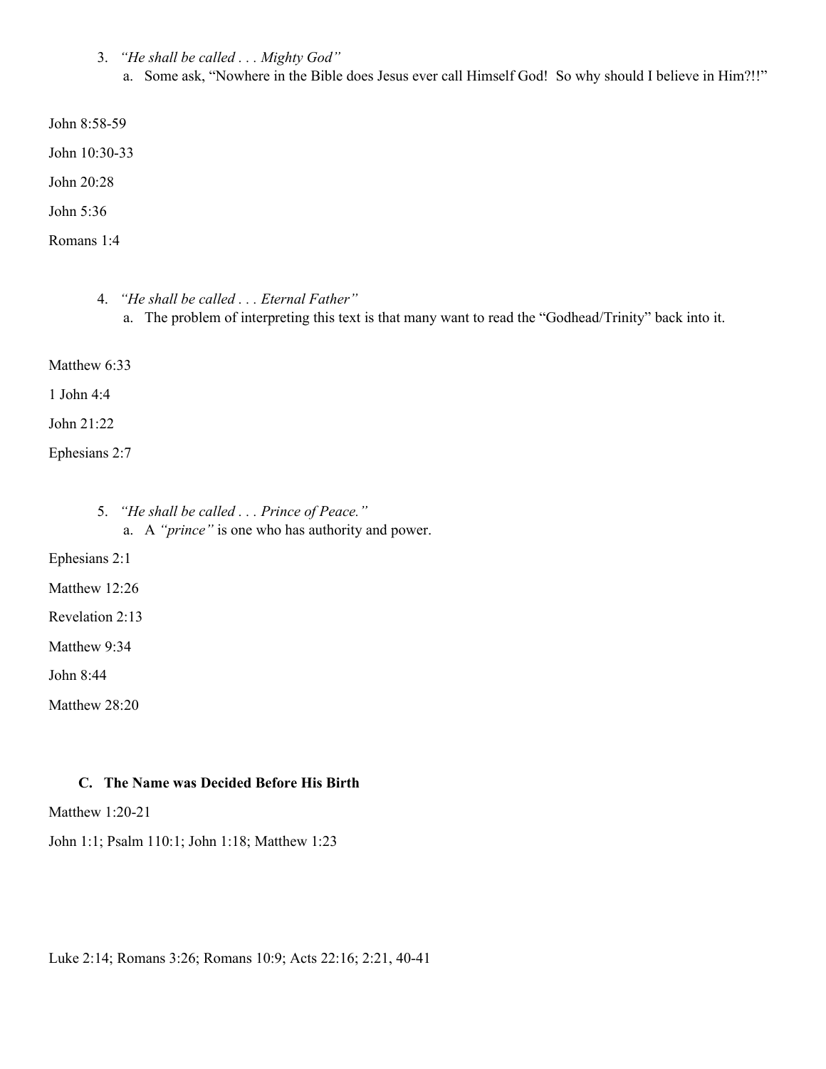3. *"He shall be called . . . Mighty God"*
   a. Some ask, "Nowhere in the Bible does Jesus ever call Himself God! So why should I believe in Him?!!"

John 8:58-59

John 10:30-33

John 20:28

John 5:36

Romans 1:4

4. *"He shall be called . . . Eternal Father"*
   a. The problem of interpreting this text is that many want to read the "Godhead/Trinity" back into it.

Matthew 6:33

1 John 4:4

John 21:22

Ephesians 2:7

5. *"He shall be called . . . Prince of Peace."*
   a. A *"prince"* is one who has authority and power.

Ephesians 2:1

Matthew 12:26

Revelation 2:13

Matthew 9:34

John 8:44

Matthew 28:20

### C. The Name was Decided Before His Birth

Matthew 1:20-21

John 1:1; Psalm 110:1; John 1:18; Matthew 1:23

Luke 2:14; Romans 3:26; Romans 10:9; Acts 22:16; 2:21, 40-41